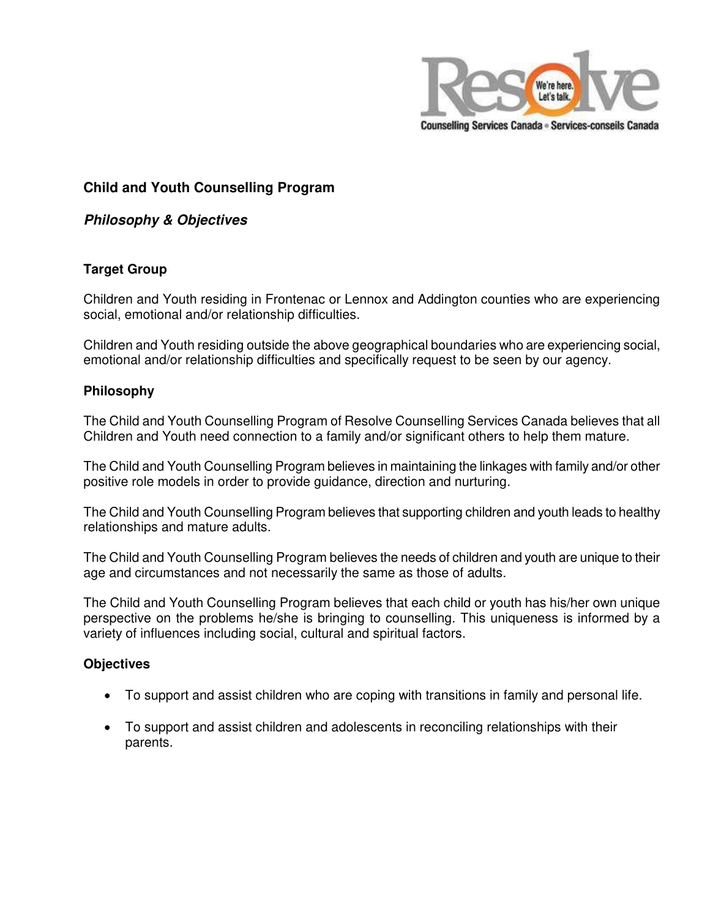**Child and Youth Counselling Program**

***Philosophy & Objectives***

**Target Group**

Children and Youth residing in Frontenac or Lennox and Addington counties who are experiencing social, emotional and/or relationship difficulties.

Children and Youth residing outside the above geographical boundaries who are experiencing social, emotional and/or relationship difficulties and specifically request to be seen by our agency.

**Philosophy**

The Child and Youth Counselling Program of Resolve Counselling Services Canada believes that all Children and Youth need connection to a family and/or significant others to help them mature.

The Child and Youth Counselling Program believes in maintaining the linkages with family and/or other positive role models in order to provide guidance, direction and nurturing.

The Child and Youth Counselling Program believes that supporting children and youth leads to healthy relationships and mature adults.

The Child and Youth Counselling Program believes the needs of children and youth are unique to their age and circumstances and not necessarily the same as those of adults.

The Child and Youth Counselling Program believes that each child or youth has his/her own unique perspective on the problems he/she is bringing to counselling. This uniqueness is informed by a variety of influences including social, cultural and spiritual factors.

**Objectives**

- To support and assist children who are coping with transitions in family and personal life.
- To support and assist children and adolescents in reconciling relationships with their parents.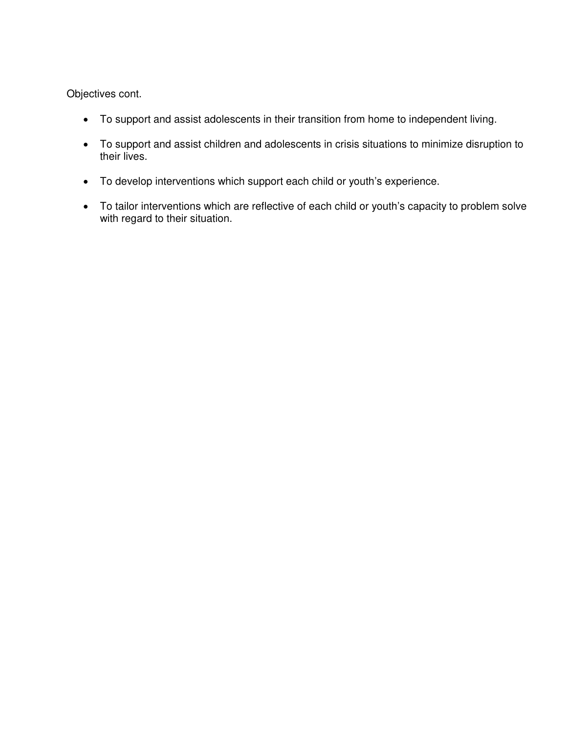Objectives cont.

- To support and assist adolescents in their transition from home to independent living.
- To support and assist children and adolescents in crisis situations to minimize disruption to their lives.
- To develop interventions which support each child or youth's experience.
- To tailor interventions which are reflective of each child or youth's capacity to problem solve with regard to their situation.